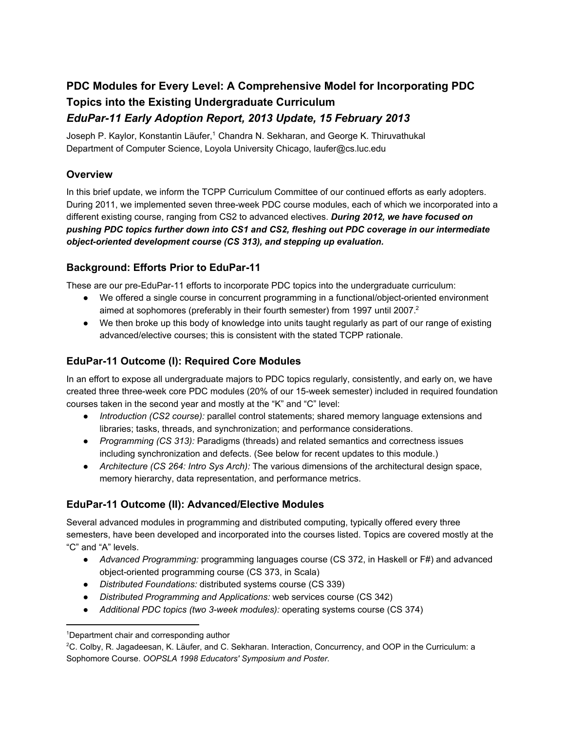# PDC Modules for Every Level: A Comprehensive Model for Incorporating PDC Topics into the Existing Undergraduate Curriculum

## *EduPar-11 Early Adoption Report, 2013 Update, 15 February 2013*

Joseph P. Kaylor, Konstantin Läufer,[1] Chandra N. Sekharan, and George K. Thiruvathukal
Department of Computer Science, Loyola University Chicago, laufer@cs.luc.edu

### Overview

In this brief update, we inform the TCPP Curriculum Committee of our continued efforts as early adopters. During 2011, we implemented seven three-week PDC course modules, each of which we incorporated into a different existing course, ranging from CS2 to advanced electives. ***During 2012, we have focused on pushing PDC topics further down into CS1 and CS2, fleshing out PDC coverage in our intermediate object-oriented development course (CS 313), and stepping up evaluation.***

### Background: Efforts Prior to EduPar-11

These are our pre-EduPar-11 efforts to incorporate PDC topics into the undergraduate curriculum:

- We offered a single course in concurrent programming in a functional/object-oriented environment aimed at sophomores (preferably in their fourth semester) from 1997 until 2007.[2]
- We then broke up this body of knowledge into units taught regularly as part of our range of existing advanced/elective courses; this is consistent with the stated TCPP rationale.

### EduPar-11 Outcome (I): Required Core Modules

In an effort to expose all undergraduate majors to PDC topics regularly, consistently, and early on, we have created three three-week core PDC modules (20% of our 15-week semester) included in required foundation courses taken in the second year and mostly at the "K" and "C" level:

- *Introduction (CS2 course):* parallel control statements; shared memory language extensions and libraries; tasks, threads, and synchronization; and performance considerations.
- *Programming (CS 313):* Paradigms (threads) and related semantics and correctness issues including synchronization and defects. (See below for recent updates to this module.)
- *Architecture (CS 264: Intro Sys Arch):* The various dimensions of the architectural design space, memory hierarchy, data representation, and performance metrics.

### EduPar-11 Outcome (II): Advanced/Elective Modules

Several advanced modules in programming and distributed computing, typically offered every three semesters, have been developed and incorporated into the courses listed. Topics are covered mostly at the "C" and "A" levels.

- *Advanced Programming:* programming languages course (CS 372, in Haskell or F#) and advanced object-oriented programming course (CS 373, in Scala)
- *Distributed Foundations:* distributed systems course (CS 339)
- *Distributed Programming and Applications:* web services course (CS 342)
- *Additional PDC topics (two 3-week modules):* operating systems course (CS 374)

---

[1] Department chair and corresponding author

[2] C. Colby, R. Jagadeesan, K. Läufer, and C. Sekharan. Interaction, Concurrency, and OOP in the Curriculum: a Sophomore Course. *OOPSLA 1998 Educators' Symposium and Poster.*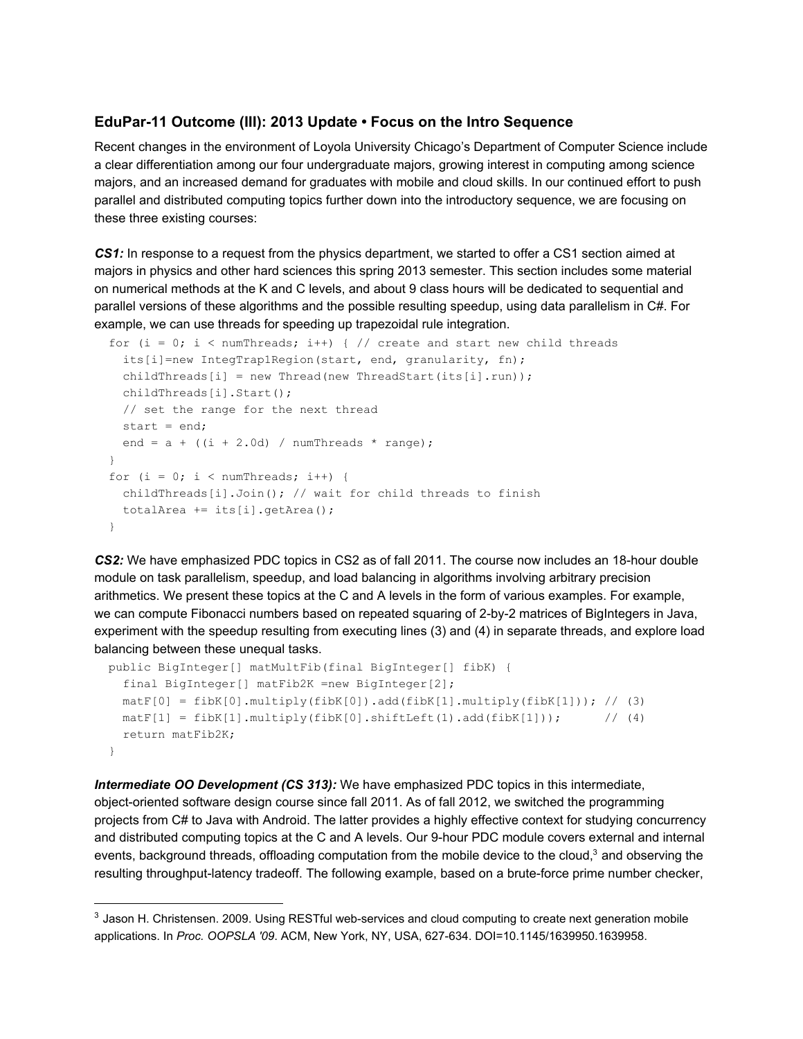### EduPar-11 Outcome (III): 2013 Update • Focus on the Intro Sequence

Recent changes in the environment of Loyola University Chicago's Department of Computer Science include a clear differentiation among our four undergraduate majors, growing interest in computing among science majors, and an increased demand for graduates with mobile and cloud skills. In our continued effort to push parallel and distributed computing topics further down into the introductory sequence, we are focusing on these three existing courses:

***CS1:*** In response to a request from the physics department, we started to offer a CS1 section aimed at majors in physics and other hard sciences this spring 2013 semester. This section includes some material on numerical methods at the K and C levels, and about 9 class hours will be dedicated to sequential and parallel versions of these algorithms and the possible resulting speedup, using data parallelism in C#. For example, we can use threads for speeding up trapezoidal rule integration.

```
for (i = 0; i < numThreads; i++) { // create and start new child threads
  its[i]=new IntegTrap1Region(start, end, granularity, fn);
  childThreads[i] = new Thread(new ThreadStart(its[i].run));
  childThreads[i].Start();
  // set the range for the next thread
  start = end;
  end = a + ((i + 2.0d) / numThreads * range);
}
for (i = 0; i < numThreads; i++) {
  childThreads[i].Join(); // wait for child threads to finish
  totalArea += its[i].getArea();
}
```

***CS2:*** We have emphasized PDC topics in CS2 as of fall 2011. The course now includes an 18-hour double module on task parallelism, speedup, and load balancing in algorithms involving arbitrary precision arithmetics. We present these topics at the C and A levels in the form of various examples. For example, we can compute Fibonacci numbers based on repeated squaring of 2-by-2 matrices of BigIntegers in Java, experiment with the speedup resulting from executing lines (3) and (4) in separate threads, and explore load balancing between these unequal tasks.

```
public BigInteger[] matMultFib(final BigInteger[] fibK) {
  final BigInteger[] matFib2K =new BigInteger[2];
  matF[0] = fibK[0].multiply(fibK[0]).add(fibK[1].multiply(fibK[1])); // (3)
  matF[1] = fibK[1].multiply(fibK[0].shiftLeft(1).add(fibK[1]));      // (4)
  return matFib2K;
}
```

***Intermediate OO Development (CS 313):*** We have emphasized PDC topics in this intermediate, object-oriented software design course since fall 2011. As of fall 2012, we switched the programming projects from C# to Java with Android. The latter provides a highly effective context for studying concurrency and distributed computing topics at the C and A levels. Our 9-hour PDC module covers external and internal events, background threads, offloading computation from the mobile device to the cloud,[3] and observing the resulting throughput-latency tradeoff. The following example, based on a brute-force prime number checker,

[3] Jason H. Christensen. 2009. Using RESTful web-services and cloud computing to create next generation mobile applications. In *Proc. OOPSLA '09*. ACM, New York, NY, USA, 627-634. DOI=10.1145/1639950.1639958.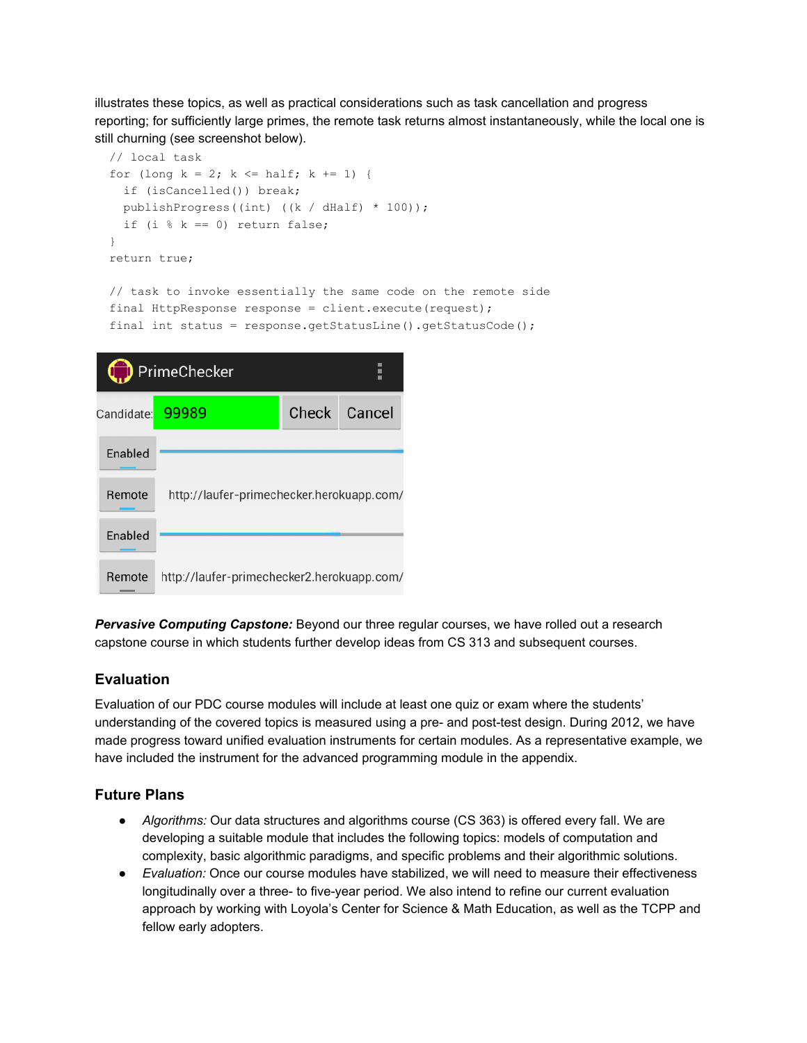illustrates these topics, as well as practical considerations such as task cancellation and progress reporting; for sufficiently large primes, the remote task returns almost instantaneously, while the local one is still churning (see screenshot below).

```
// local task
for (long k = 2; k <= half; k += 1) {
  if (isCancelled()) break;
  publishProgress((int) ((k / dHalf) * 100));
  if (i % k == 0) return false;
}
return true;

// task to invoke essentially the same code on the remote side
final HttpResponse response = client.execute(request);
final int status = response.getStatusLine().getStatusCode();
```

***Pervasive Computing Capstone:*** Beyond our three regular courses, we have rolled out a research capstone course in which students further develop ideas from CS 313 and subsequent courses.

## Evaluation

Evaluation of our PDC course modules will include at least one quiz or exam where the students' understanding of the covered topics is measured using a pre- and post-test design. During 2012, we have made progress toward unified evaluation instruments for certain modules. As a representative example, we have included the instrument for the advanced programming module in the appendix.

## Future Plans

- *Algorithms:* Our data structures and algorithms course (CS 363) is offered every fall. We are developing a suitable module that includes the following topics: models of computation and complexity, basic algorithmic paradigms, and specific problems and their algorithmic solutions.
- *Evaluation:* Once our course modules have stabilized, we will need to measure their effectiveness longitudinally over a three- to five-year period. We also intend to refine our current evaluation approach by working with Loyola's Center for Science & Math Education, as well as the TCPP and fellow early adopters.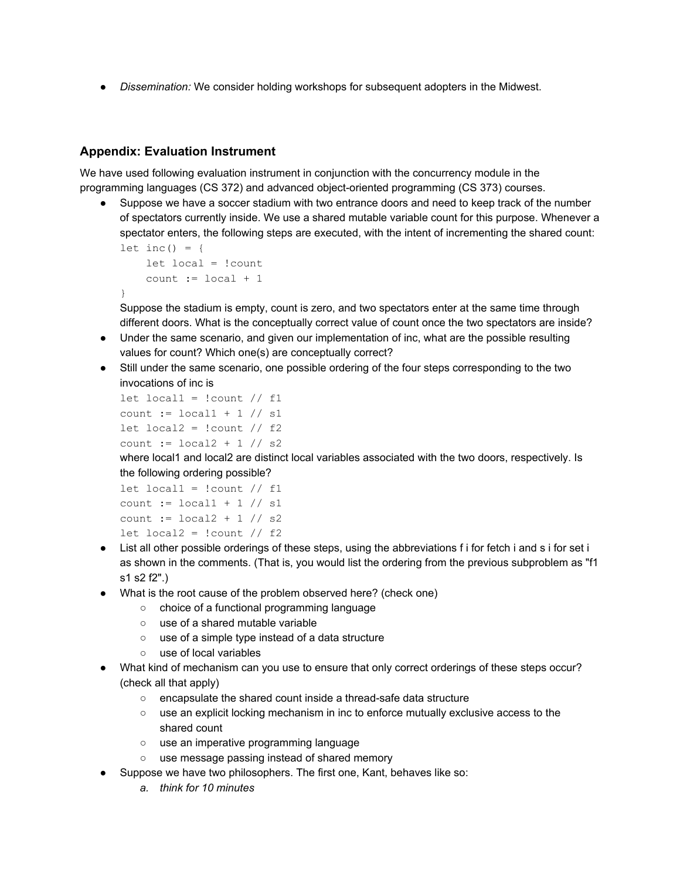- *Dissemination:* We consider holding workshops for subsequent adopters in the Midwest.

## Appendix: Evaluation Instrument

We have used following evaluation instrument in conjunction with the concurrency module in the programming languages (CS 372) and advanced object-oriented programming (CS 373) courses.

- Suppose we have a soccer stadium with two entrance doors and need to keep track of the number of spectators currently inside. We use a shared mutable variable count for this purpose. Whenever a spectator enters, the following steps are executed, with the intent of incrementing the shared count:
  ```
  let inc() = {
      let local = !count
      count := local + 1
  }
  ```
  Suppose the stadium is empty, count is zero, and two spectators enter at the same time through different doors. What is the conceptually correct value of count once the two spectators are inside?
- Under the same scenario, and given our implementation of inc, what are the possible resulting values for count? Which one(s) are conceptually correct?
- Still under the same scenario, one possible ordering of the four steps corresponding to the two invocations of inc is
  ```
  let local1 = !count // f1
  count := local1 + 1 // s1
  let local2 = !count // f2
  count := local2 + 1 // s2
  ```
  where local1 and local2 are distinct local variables associated with the two doors, respectively. Is the following ordering possible?
  ```
  let local1 = !count // f1
  count := local1 + 1 // s1
  count := local2 + 1 // s2
  let local2 = !count // f2
  ```
- List all other possible orderings of these steps, using the abbreviations f i for fetch i and s i for set i as shown in the comments. (That is, you would list the ordering from the previous subproblem as "f1 s1 s2 f2".)
- What is the root cause of the problem observed here? (check one)
  - choice of a functional programming language
  - use of a shared mutable variable
  - use of a simple type instead of a data structure
  - use of local variables
- What kind of mechanism can you use to ensure that only correct orderings of these steps occur? (check all that apply)
  - encapsulate the shared count inside a thread-safe data structure
  - use an explicit locking mechanism in inc to enforce mutually exclusive access to the shared count
  - use an imperative programming language
  - use message passing instead of shared memory
- Suppose we have two philosophers. The first one, Kant, behaves like so:
  a. *think for 10 minutes*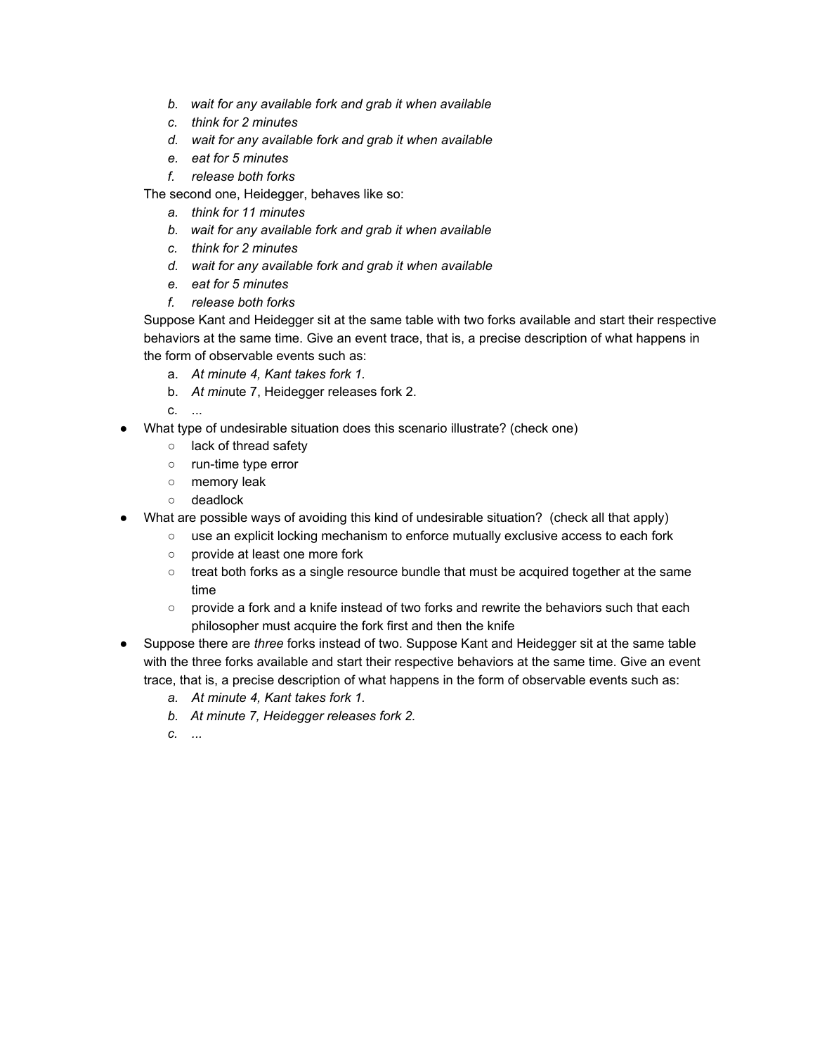- b. *wait for any available fork and grab it when available*
   - c. *think for 2 minutes*
   - d. *wait for any available fork and grab it when available*
   - e. *eat for 5 minutes*
   - f. *release both forks*

  The second one, Heidegger, behaves like so:

   - a. *think for 11 minutes*
   - b. *wait for any available fork and grab it when available*
   - c. *think for 2 minutes*
   - d. *wait for any available fork and grab it when available*
   - e. *eat for 5 minutes*
   - f. *release both forks*

  Suppose Kant and Heidegger sit at the same table with two forks available and start their respective behaviors at the same time. Give an event trace, that is, a precise description of what happens in the form of observable events such as:

   - a. *At minute 4, Kant takes fork 1.*
   - b. *At min*ute 7, Heidegger releases fork 2.
   - c. ...

- What type of undesirable situation does this scenario illustrate? (check one)
  - ○ lack of thread safety
  - ○ run-time type error
  - ○ memory leak
  - ○ deadlock
- What are possible ways of avoiding this kind of undesirable situation? (check all that apply)
  - ○ use an explicit locking mechanism to enforce mutually exclusive access to each fork
  - ○ provide at least one more fork
  - ○ treat both forks as a single resource bundle that must be acquired together at the same time
  - ○ provide a fork and a knife instead of two forks and rewrite the behaviors such that each philosopher must acquire the fork first and then the knife
- Suppose there are *three* forks instead of two. Suppose Kant and Heidegger sit at the same table with the three forks available and start their respective behaviors at the same time. Give an event trace, that is, a precise description of what happens in the form of observable events such as:
  - a. *At minute 4, Kant takes fork 1.*
  - b. *At minute 7, Heidegger releases fork 2.*
  - c. *...*